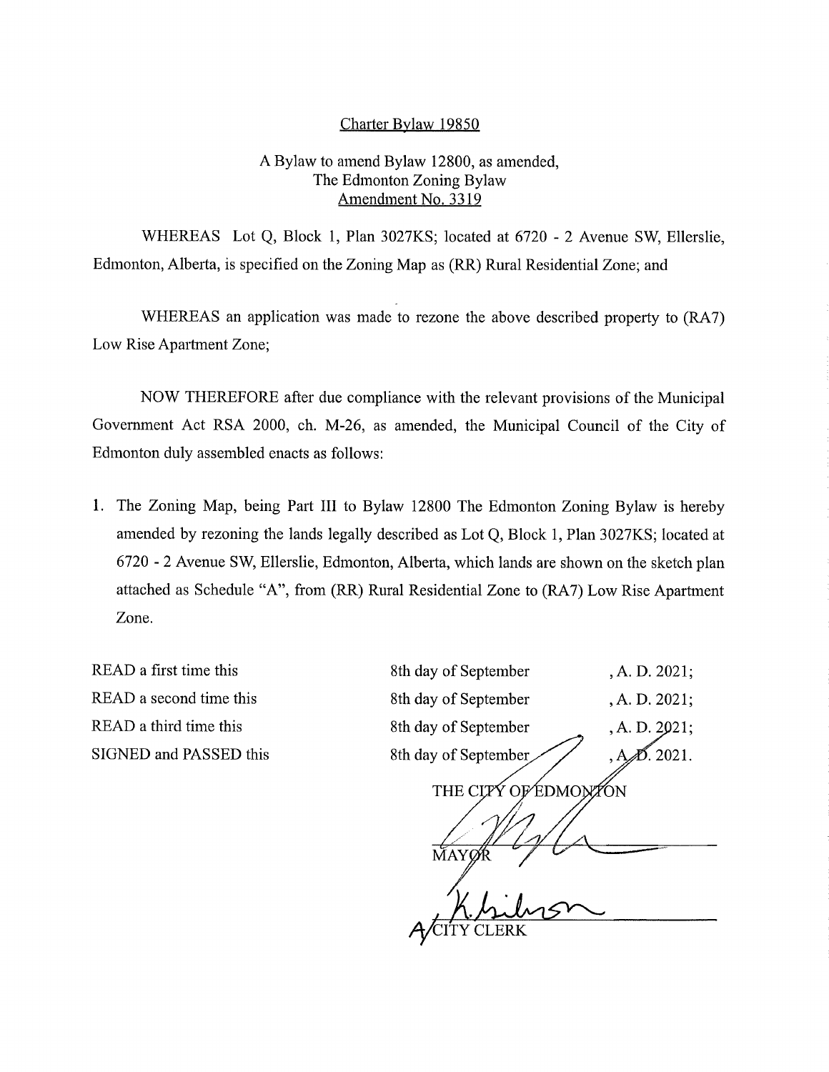Charter Bylaw 19850

A Bylaw to amend Bylaw 12800, as amended,
The Edmonton Zoning Bylaw
Amendment No. 3319

WHEREAS Lot Q, Block 1, Plan 3027KS; located at 6720 - 2 Avenue SW, Ellerslie, Edmonton, Alberta, is specified on the Zoning Map as (RR) Rural Residential Zone; and

WHEREAS an application was made to rezone the above described property to (RA7) Low Rise Apartment Zone;

NOW THEREFORE after due compliance with the relevant provisions of the Municipal Government Act RSA 2000, ch. M-26, as amended, the Municipal Council of the City of Edmonton duly assembled enacts as follows:

1. The Zoning Map, being Part III to Bylaw 12800 The Edmonton Zoning Bylaw is hereby amended by rezoning the lands legally described as Lot Q, Block 1, Plan 3027KS; located at 6720 - 2 Avenue SW, Ellerslie, Edmonton, Alberta, which lands are shown on the sketch plan attached as Schedule "A", from (RR) Rural Residential Zone to (RA7) Low Rise Apartment Zone.

| | | |
|---|---|---|
| READ a first time this | 8th day of September | , A. D. 2021; |
| READ a second time this | 8th day of September | , A. D. 2021; |
| READ a third time this | 8th day of September | , A. D. 2021; |
| SIGNED and PASSED this | 8th day of September | , A. D. 2021. |

THE CITY OF EDMONTON

MAYOR

A/CITY CLERK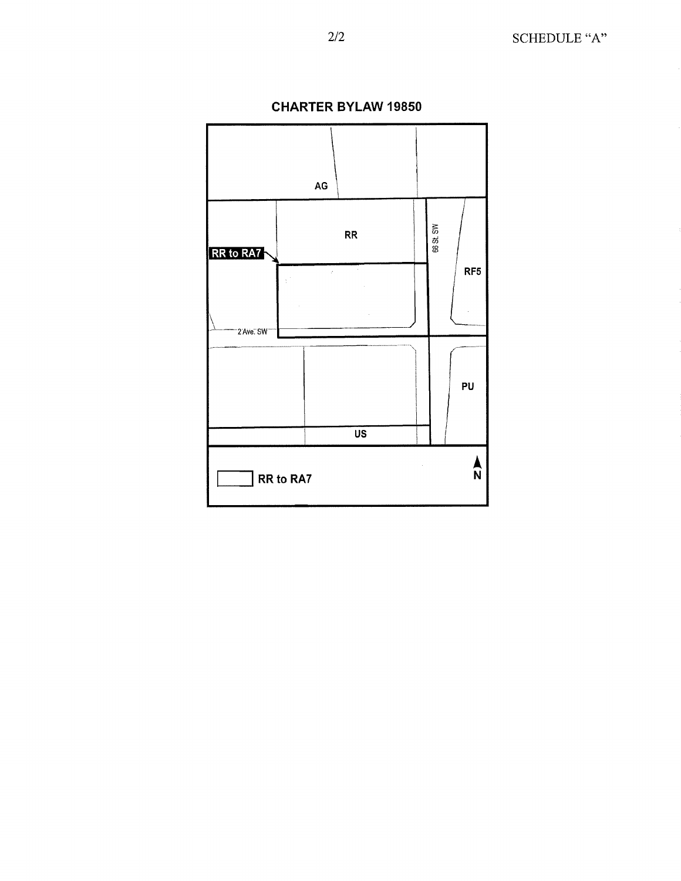SCHEDULE "A"

**CHARTER BYLAW 19850**

AG

RR

RR to RA7

66 St. SW

RF5

2 Ave. SW

PU

US

N

RR to RA7